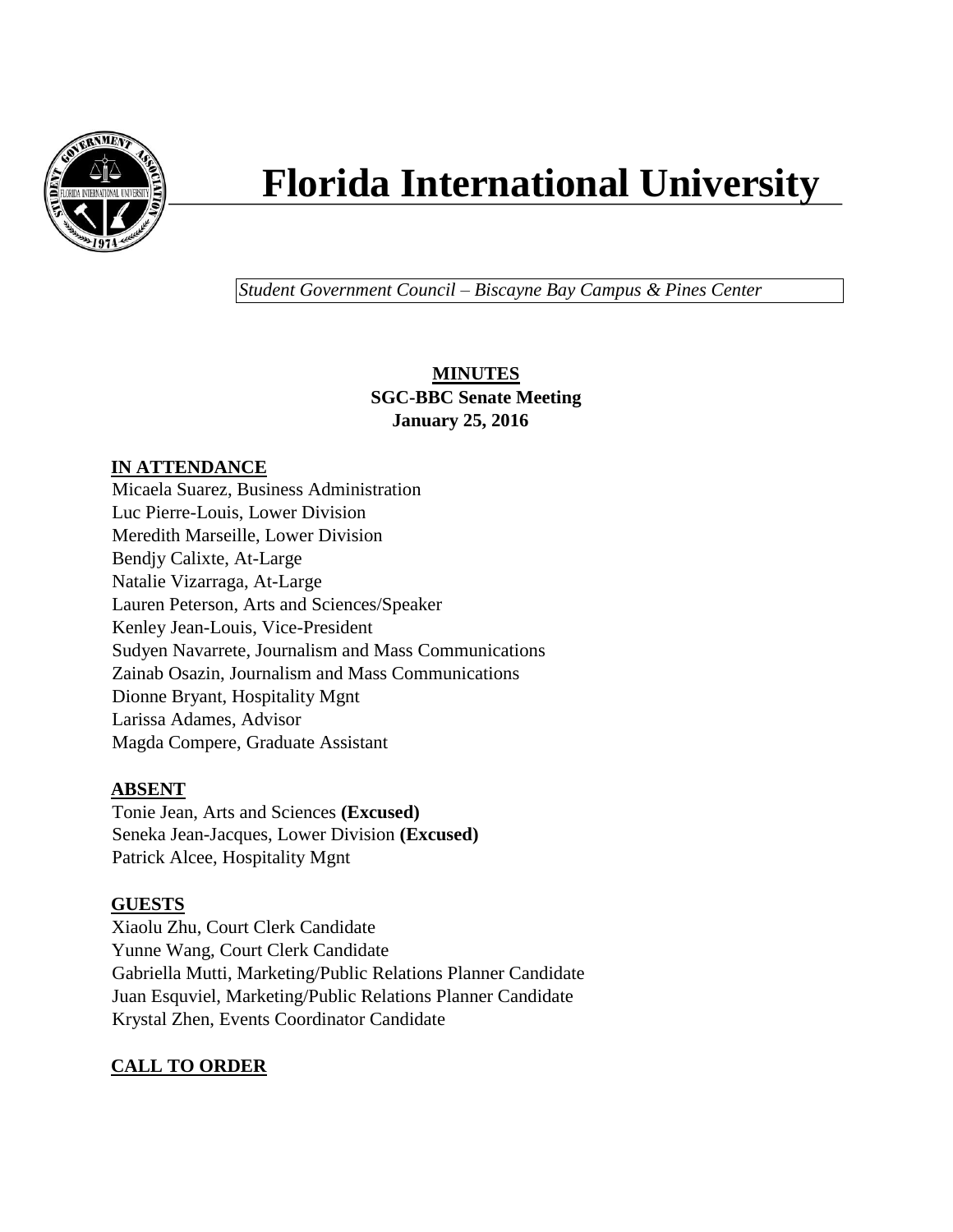# Florida International University

*Student Government Council – Biscayne Bay Campus & Pines Center*

**MINUTES**
**SGC-BBC Senate Meeting**
**January 25, 2016**

**IN ATTENDANCE**

Micaela Suarez, Business Administration
Luc Pierre-Louis, Lower Division
Meredith Marseille, Lower Division
Bendjy Calixte, At-Large
Natalie Vizarraga, At-Large
Lauren Peterson, Arts and Sciences/Speaker
Kenley Jean-Louis, Vice-President
Sudyen Navarrete, Journalism and Mass Communications
Zainab Osazin, Journalism and Mass Communications
Dionne Bryant, Hospitality Mgnt
Larissa Adames, Advisor
Magda Compere, Graduate Assistant

**ABSENT**

Tonie Jean, Arts and Sciences **(Excused)**
Seneka Jean-Jacques, Lower Division **(Excused)**
Patrick Alcee, Hospitality Mgnt

**GUESTS**

Xiaolu Zhu, Court Clerk Candidate
Yunne Wang, Court Clerk Candidate
Gabriella Mutti, Marketing/Public Relations Planner Candidate
Juan Esquviel, Marketing/Public Relations Planner Candidate
Krystal Zhen, Events Coordinator Candidate

**CALL TO ORDER**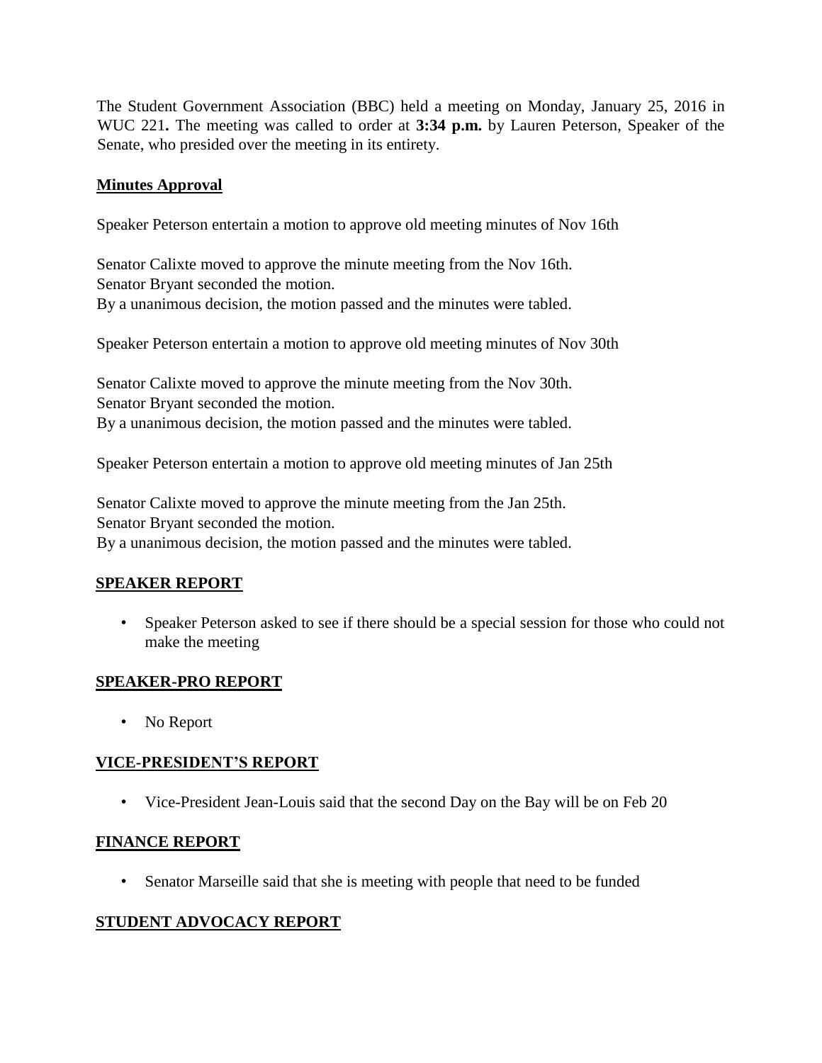The Student Government Association (BBC) held a meeting on Monday, January 25, 2016 in WUC 221**.** The meeting was called to order at **3:34 p.m.** by Lauren Peterson, Speaker of the Senate, who presided over the meeting in its entirety.

## Minutes Approval

Speaker Peterson entertain a motion to approve old meeting minutes of Nov 16th

Senator Calixte moved to approve the minute meeting from the Nov 16th.
Senator Bryant seconded the motion.
By a unanimous decision, the motion passed and the minutes were tabled.

Speaker Peterson entertain a motion to approve old meeting minutes of Nov 30th

Senator Calixte moved to approve the minute meeting from the Nov 30th.
Senator Bryant seconded the motion.
By a unanimous decision, the motion passed and the minutes were tabled.

Speaker Peterson entertain a motion to approve old meeting minutes of Jan 25th

Senator Calixte moved to approve the minute meeting from the Jan 25th.
Senator Bryant seconded the motion.
By a unanimous decision, the motion passed and the minutes were tabled.

## SPEAKER REPORT

- Speaker Peterson asked to see if there should be a special session for those who could not make the meeting

## SPEAKER-PRO REPORT

- No Report

## VICE-PRESIDENT'S REPORT

- Vice-President Jean-Louis said that the second Day on the Bay will be on Feb 20

## FINANCE REPORT

- Senator Marseille said that she is meeting with people that need to be funded

## STUDENT ADVOCACY REPORT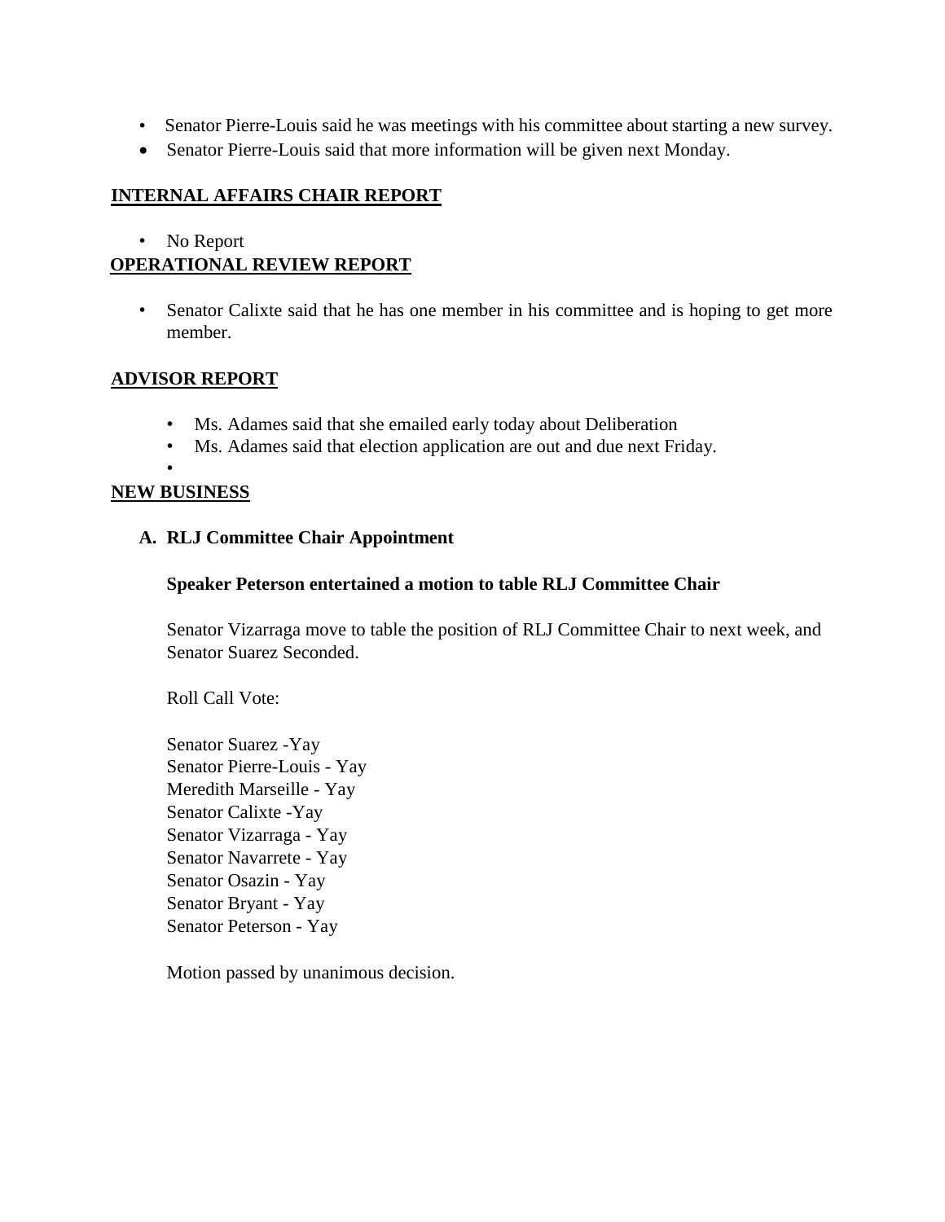- Senator Pierre-Louis said he was meetings with his committee about starting a new survey.
- Senator Pierre-Louis said that more information will be given next Monday.

## INTERNAL AFFAIRS CHAIR REPORT

- No Report

## OPERATIONAL REVIEW REPORT

- Senator Calixte said that he has one member in his committee and is hoping to get more member.

## ADVISOR REPORT

- Ms. Adames said that she emailed early today about Deliberation
- Ms. Adames said that election application are out and due next Friday.
- 

## NEW BUSINESS

### A. RLJ Committee Chair Appointment

**Speaker Peterson entertained a motion to table RLJ Committee Chair**

Senator Vizarraga move to table the position of RLJ Committee Chair to next week, and Senator Suarez Seconded.

Roll Call Vote:

Senator Suarez -Yay
Senator Pierre-Louis - Yay
Meredith Marseille - Yay
Senator Calixte -Yay
Senator Vizarraga - Yay
Senator Navarrete - Yay
Senator Osazin - Yay
Senator Bryant - Yay
Senator Peterson - Yay

Motion passed by unanimous decision.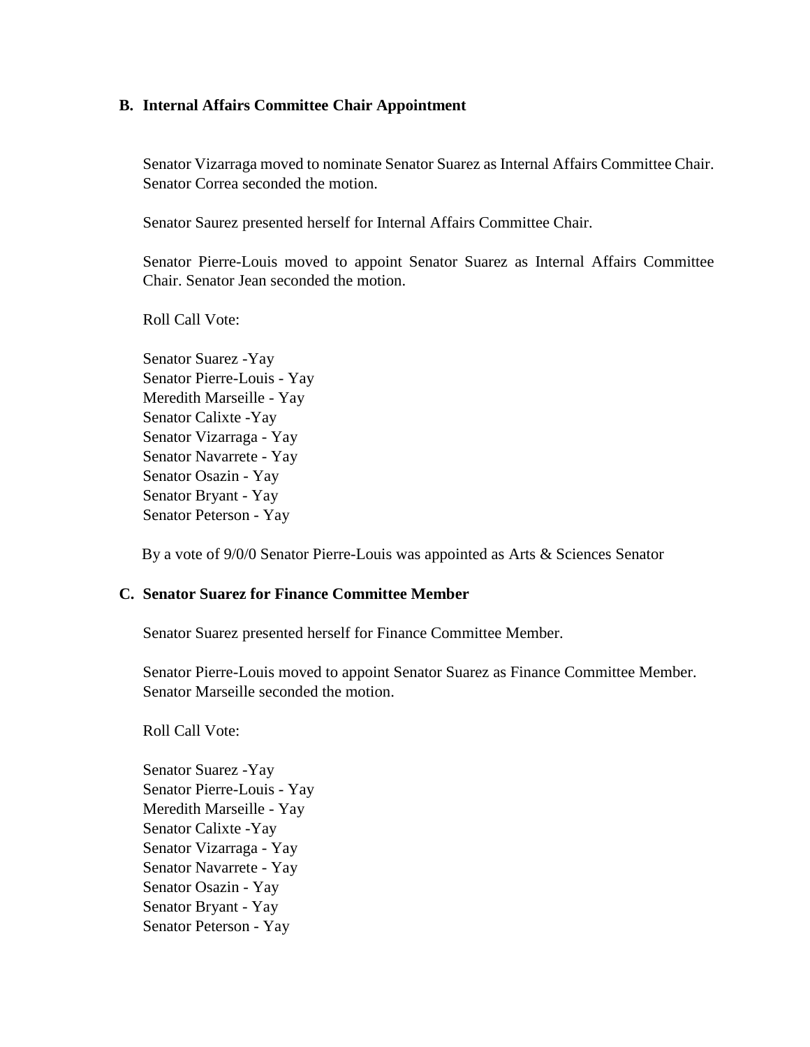### B. Internal Affairs Committee Chair Appointment

Senator Vizarraga moved to nominate Senator Suarez as Internal Affairs Committee Chair. Senator Correa seconded the motion.

Senator Saurez presented herself for Internal Affairs Committee Chair.

Senator Pierre-Louis moved to appoint Senator Suarez as Internal Affairs Committee Chair. Senator Jean seconded the motion.

Roll Call Vote:

Senator Suarez -Yay
Senator Pierre-Louis - Yay
Meredith Marseille - Yay
Senator Calixte -Yay
Senator Vizarraga - Yay
Senator Navarrete - Yay
Senator Osazin - Yay
Senator Bryant - Yay
Senator Peterson - Yay

By a vote of 9/0/0 Senator Pierre-Louis was appointed as Arts & Sciences Senator

### C. Senator Suarez for Finance Committee Member

Senator Suarez presented herself for Finance Committee Member.

Senator Pierre-Louis moved to appoint Senator Suarez as Finance Committee Member. Senator Marseille seconded the motion.

Roll Call Vote:

Senator Suarez -Yay
Senator Pierre-Louis - Yay
Meredith Marseille - Yay
Senator Calixte -Yay
Senator Vizarraga - Yay
Senator Navarrete - Yay
Senator Osazin - Yay
Senator Bryant - Yay
Senator Peterson - Yay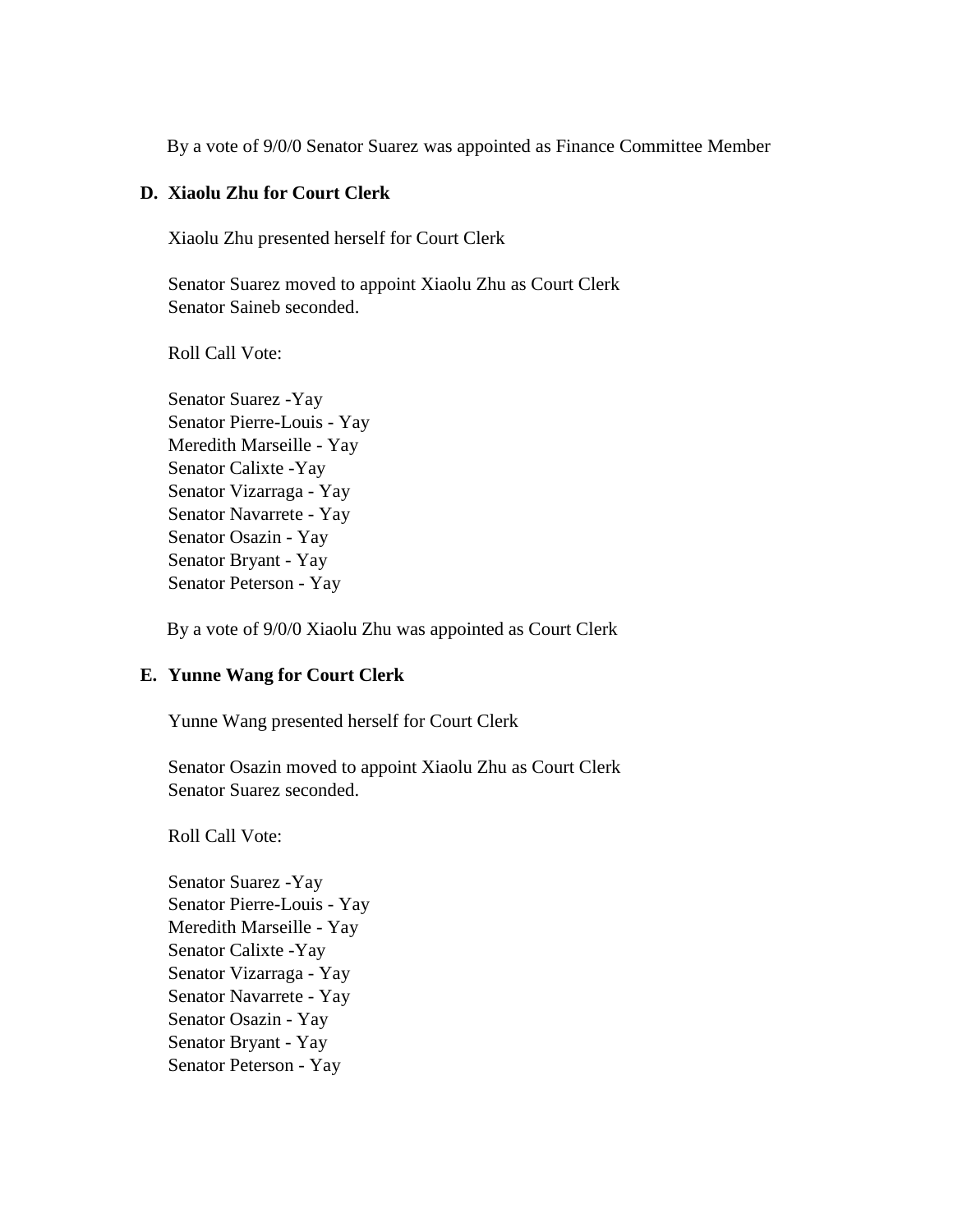By a vote of 9/0/0 Senator Suarez was appointed as Finance Committee Member

**D. Xiaolu Zhu for Court Clerk**

Xiaolu Zhu presented herself for Court Clerk

Senator Suarez moved to appoint Xiaolu Zhu as Court Clerk
Senator Saineb seconded.

Roll Call Vote:

Senator Suarez -Yay
Senator Pierre-Louis - Yay
Meredith Marseille - Yay
Senator Calixte -Yay
Senator Vizarraga - Yay
Senator Navarrete - Yay
Senator Osazin - Yay
Senator Bryant - Yay
Senator Peterson - Yay

By a vote of 9/0/0 Xiaolu Zhu was appointed as Court Clerk

**E. Yunne Wang for Court Clerk**

Yunne Wang presented herself for Court Clerk

Senator Osazin moved to appoint Xiaolu Zhu as Court Clerk
Senator Suarez seconded.

Roll Call Vote:

Senator Suarez -Yay
Senator Pierre-Louis - Yay
Meredith Marseille - Yay
Senator Calixte -Yay
Senator Vizarraga - Yay
Senator Navarrete - Yay
Senator Osazin - Yay
Senator Bryant - Yay
Senator Peterson - Yay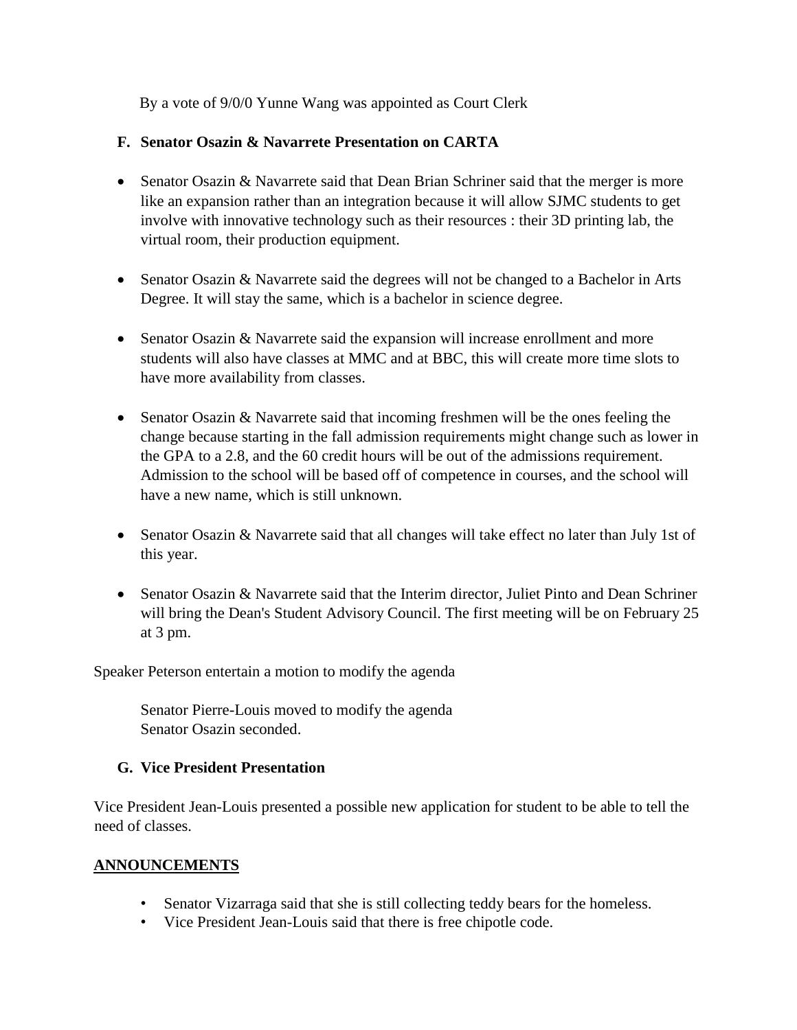By a vote of 9/0/0 Yunne Wang was appointed as Court Clerk

**F. Senator Osazin & Navarrete Presentation on CARTA**

- Senator Osazin & Navarrete said that Dean Brian Schriner said that the merger is more like an expansion rather than an integration because it will allow SJMC students to get involve with innovative technology such as their resources : their 3D printing lab, the virtual room, their production equipment.

- Senator Osazin & Navarrete said the degrees will not be changed to a Bachelor in Arts Degree. It will stay the same, which is a bachelor in science degree.

- Senator Osazin & Navarrete said the expansion will increase enrollment and more students will also have classes at MMC and at BBC, this will create more time slots to have more availability from classes.

- Senator Osazin & Navarrete said that incoming freshmen will be the ones feeling the change because starting in the fall admission requirements might change such as lower in the GPA to a 2.8, and the 60 credit hours will be out of the admissions requirement. Admission to the school will be based off of competence in courses, and the school will have a new name, which is still unknown.

- Senator Osazin & Navarrete said that all changes will take effect no later than July 1st of this year.

- Senator Osazin & Navarrete said that the Interim director, Juliet Pinto and Dean Schriner will bring the Dean's Student Advisory Council. The first meeting will be on February 25 at 3 pm.

Speaker Peterson entertain a motion to modify the agenda

Senator Pierre-Louis moved to modify the agenda
Senator Osazin seconded.

**G. Vice President Presentation**

Vice President Jean-Louis presented a possible new application for student to be able to tell the need of classes.

**ANNOUNCEMENTS**

- Senator Vizarraga said that she is still collecting teddy bears for the homeless.
- Vice President Jean-Louis said that there is free chipotle code.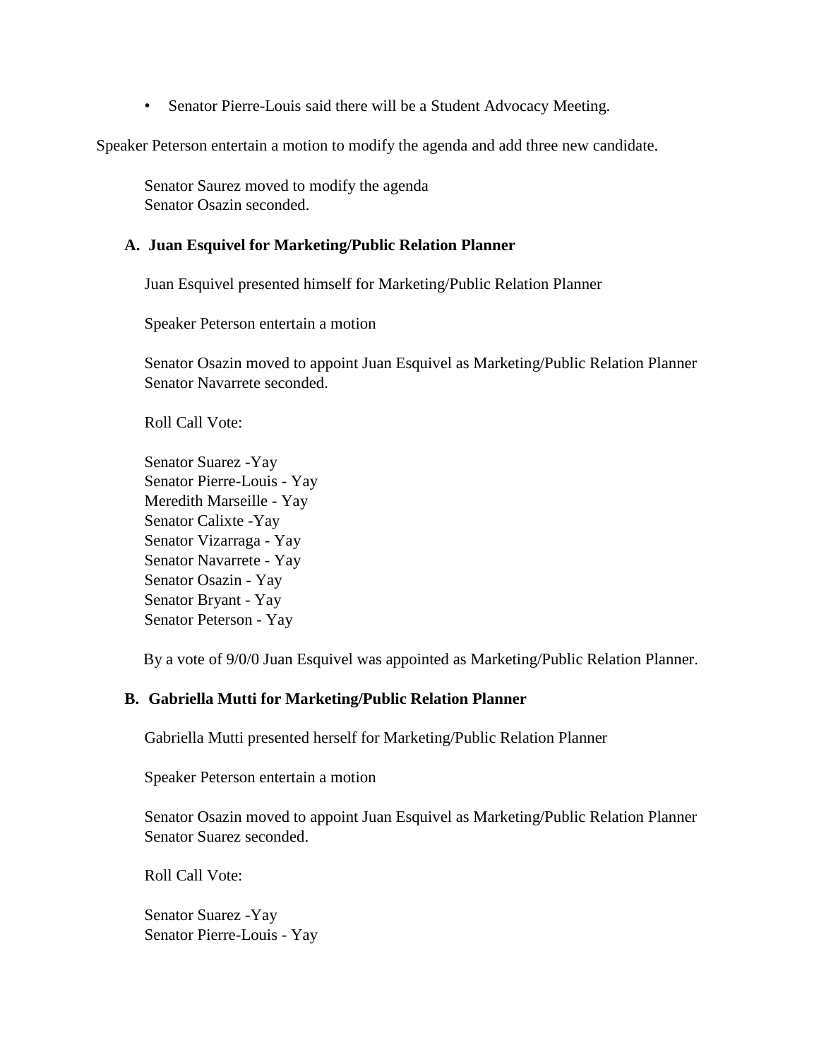- Senator Pierre-Louis said there will be a Student Advocacy Meeting.

Speaker Peterson entertain a motion to modify the agenda and add three new candidate.

Senator Saurez moved to modify the agenda
Senator Osazin seconded.

**A. Juan Esquivel for Marketing/Public Relation Planner**

Juan Esquivel presented himself for Marketing/Public Relation Planner

Speaker Peterson entertain a motion

Senator Osazin moved to appoint Juan Esquivel as Marketing/Public Relation Planner
Senator Navarrete seconded.

Roll Call Vote:

Senator Suarez -Yay
Senator Pierre-Louis - Yay
Meredith Marseille - Yay
Senator Calixte -Yay
Senator Vizarraga - Yay
Senator Navarrete - Yay
Senator Osazin - Yay
Senator Bryant - Yay
Senator Peterson - Yay

By a vote of 9/0/0 Juan Esquivel was appointed as Marketing/Public Relation Planner.

**B. Gabriella Mutti for Marketing/Public Relation Planner**

Gabriella Mutti presented herself for Marketing/Public Relation Planner

Speaker Peterson entertain a motion

Senator Osazin moved to appoint Juan Esquivel as Marketing/Public Relation Planner
Senator Suarez seconded.

Roll Call Vote:

Senator Suarez -Yay
Senator Pierre-Louis - Yay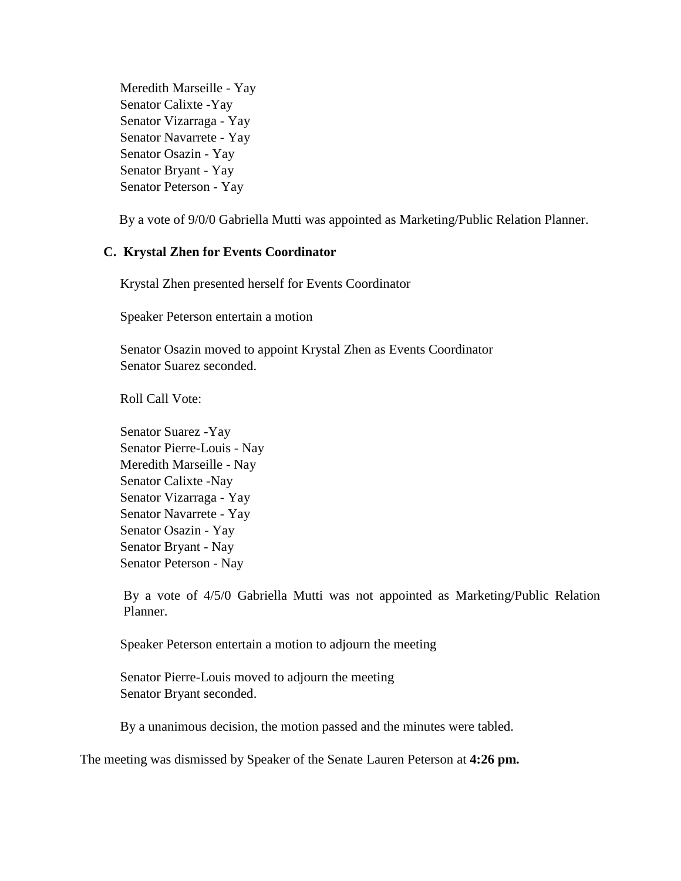Meredith Marseille - Yay
Senator Calixte -Yay
Senator Vizarraga - Yay
Senator Navarrete - Yay
Senator Osazin - Yay
Senator Bryant - Yay
Senator Peterson - Yay

By a vote of 9/0/0 Gabriella Mutti was appointed as Marketing/Public Relation Planner.

**C. Krystal Zhen for Events Coordinator**

Krystal Zhen presented herself for Events Coordinator

Speaker Peterson entertain a motion

Senator Osazin moved to appoint Krystal Zhen as Events Coordinator
Senator Suarez seconded.

Roll Call Vote:

Senator Suarez -Yay
Senator Pierre-Louis - Nay
Meredith Marseille - Nay
Senator Calixte -Nay
Senator Vizarraga - Yay
Senator Navarrete - Yay
Senator Osazin - Yay
Senator Bryant - Nay
Senator Peterson - Nay

By a vote of 4/5/0 Gabriella Mutti was not appointed as Marketing/Public Relation Planner.

Speaker Peterson entertain a motion to adjourn the meeting

Senator Pierre-Louis moved to adjourn the meeting
Senator Bryant seconded.

By a unanimous decision, the motion passed and the minutes were tabled.

The meeting was dismissed by Speaker of the Senate Lauren Peterson at **4:26 pm.**